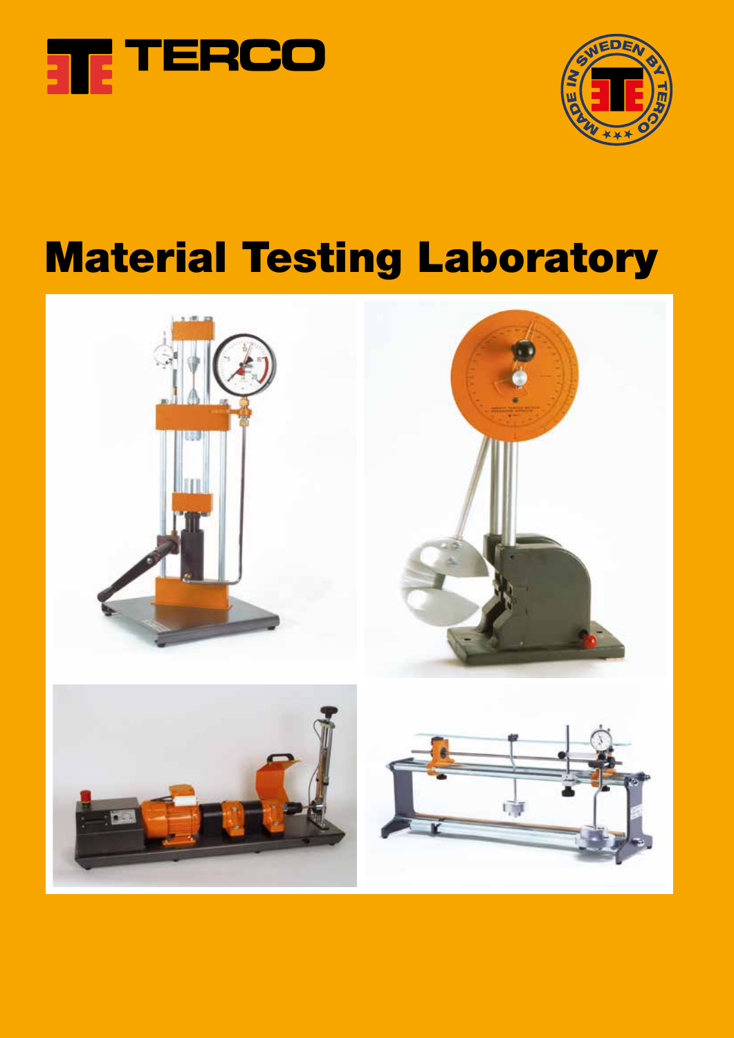TERCO

MADE IN SWEDEN BY TERCO

# Material Testing Laboratory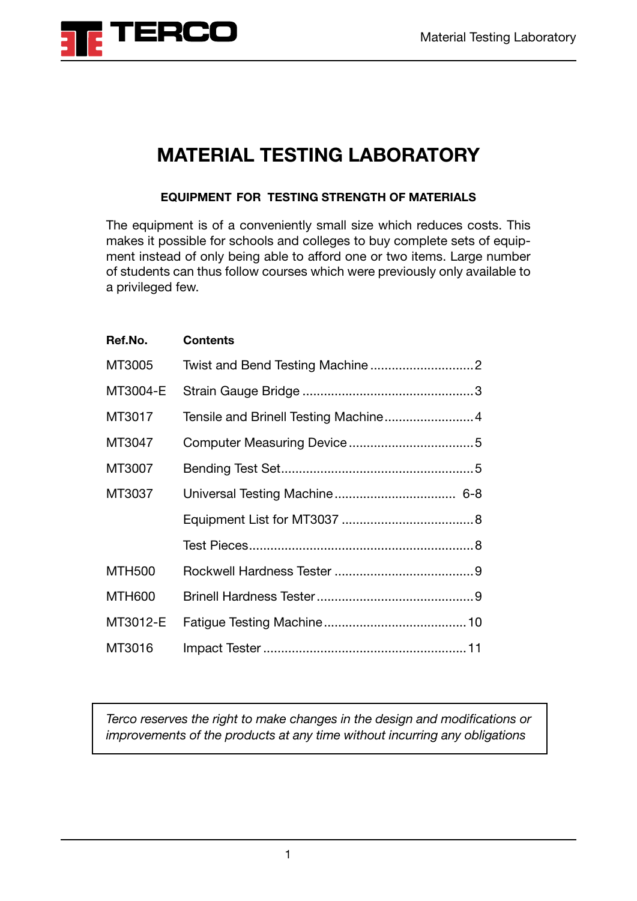# MATERIAL TESTING LABORATORY

**EQUIPMENT FOR TESTING STRENGTH OF MATERIALS**

The equipment is of a conveniently small size which reduces costs. This makes it possible for schools and colleges to buy complete sets of equipment instead of only being able to afford one or two items. Large number of students can thus follow courses which were previously only available to a privileged few.

| Ref.No. | Contents | |
|---|---|---|
| MT3005 | Twist and Bend Testing Machine | 2 |
| MT3004-E | Strain Gauge Bridge | 3 |
| MT3017 | Tensile and Brinell Testing Machine | 4 |
| MT3047 | Computer Measuring Device | 5 |
| MT3007 | Bending Test Set | 5 |
| MT3037 | Universal Testing Machine | 6-8 |
| | Equipment List for MT3037 | 8 |
| | Test Pieces | 8 |
| MTH500 | Rockwell Hardness Tester | 9 |
| MTH600 | Brinell Hardness Tester | 9 |
| MT3012-E | Fatigue Testing Machine | 10 |
| MT3016 | Impact Tester | 11 |

*Terco reserves the right to make changes in the design and modifications or improvements of the products at any time without incurring any obligations*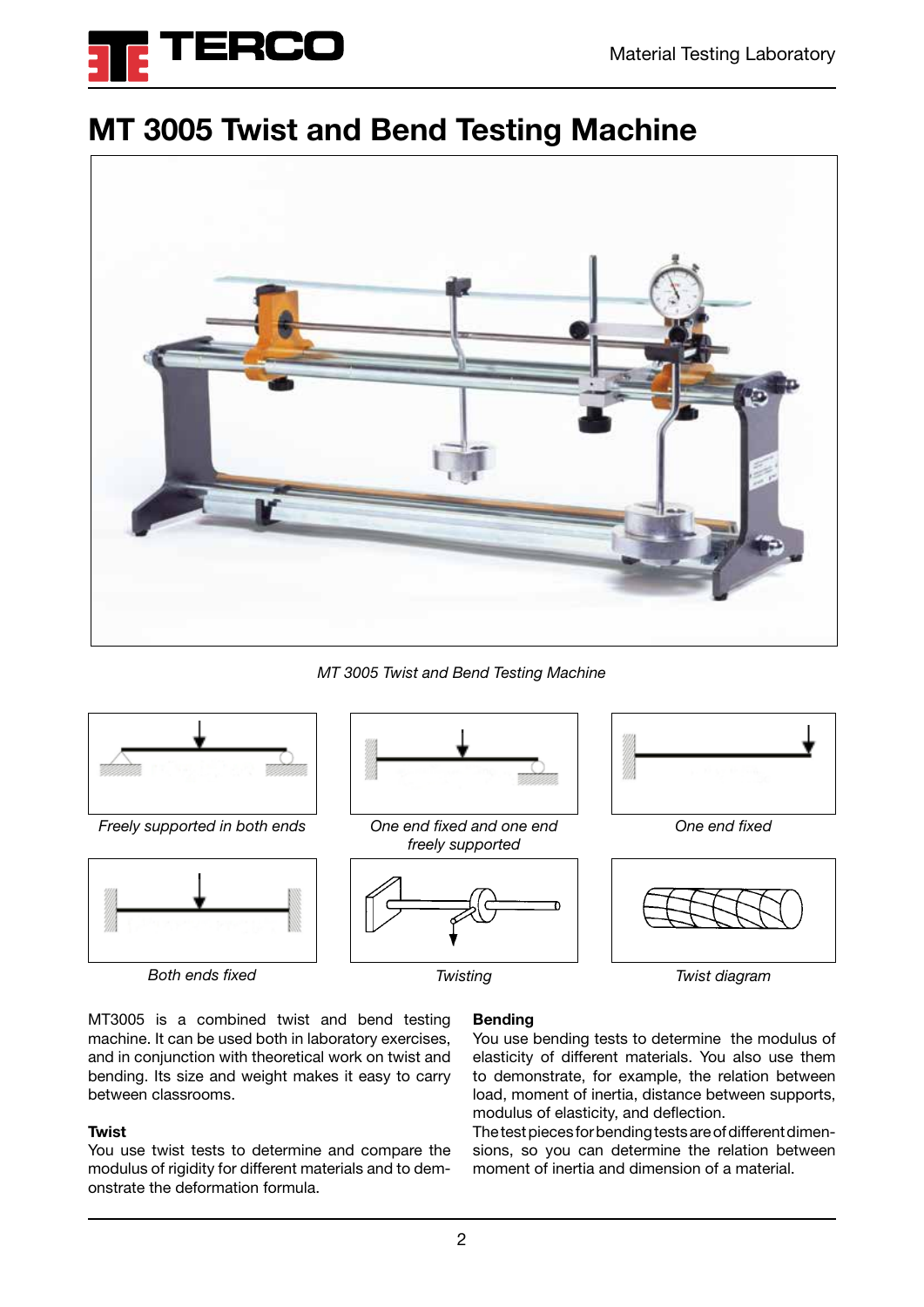# MT 3005 Twist and Bend Testing Machine

*MT 3005 Twist and Bend Testing Machine*

*Freely supported in both ends*

*One end fixed and one end freely supported*

*One end fixed*

*Both ends fixed*

*Twisting*

*Twist diagram*

MT3005 is a combined twist and bend testing machine. It can be used both in laboratory exercises, and in conjunction with theoretical work on twist and bending. Its size and weight makes it easy to carry between classrooms.

**Twist**

You use twist tests to determine and compare the modulus of rigidity for different materials and to demonstrate the deformation formula.

**Bending**

You use bending tests to determine the modulus of elasticity of different materials. You also use them to demonstrate, for example, the relation between load, moment of inertia, distance between supports, modulus of elasticity, and deflection.

The test pieces for bending tests are of different dimensions, so you can determine the relation between moment of inertia and dimension of a material.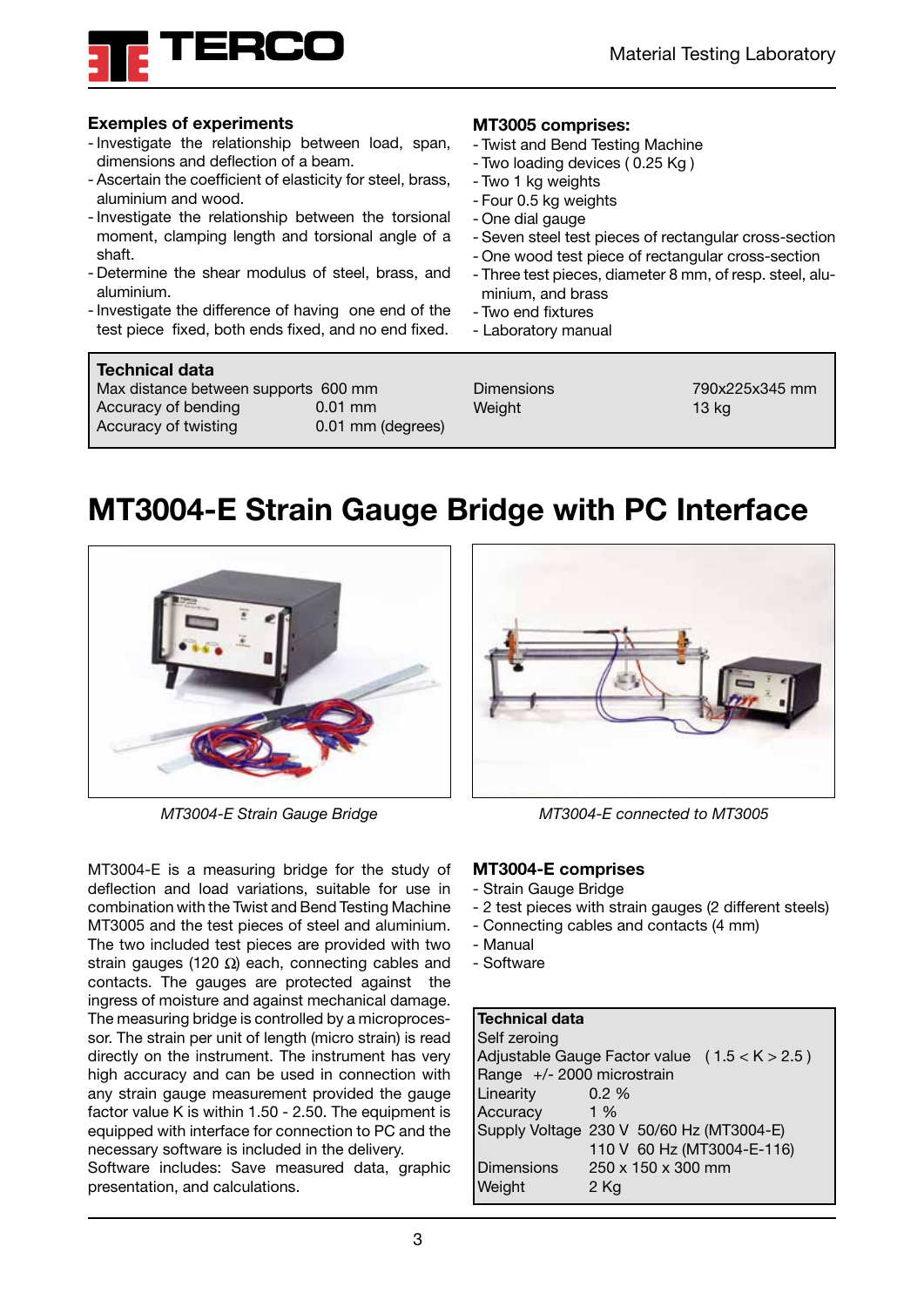### Exemples of experiments

- Investigate the relationship between load, span, dimensions and deflection of a beam.
- Ascertain the coefficient of elasticity for steel, brass, aluminium and wood.
- Investigate the relationship between the torsional moment, clamping length and torsional angle of a shaft.
- Determine the shear modulus of steel, brass, and aluminium.
- Investigate the difference of having one end of the test piece fixed, both ends fixed, and no end fixed.

### MT3005 comprises:

- Twist and Bend Testing Machine
- Two loading devices ( 0.25 Kg )
- Two 1 kg weights
- Four 0.5 kg weights
- One dial gauge
- Seven steel test pieces of rectangular cross-section
- One wood test piece of rectangular cross-section
- Three test pieces, diameter 8 mm, of resp. steel, aluminium, and brass
- Two end fixtures
- Laboratory manual

### Technical data

| | | | |
|---|---|---|---|
| Max distance between supports | 600 mm | Dimensions | 790x225x345 mm |
| Accuracy of bending | 0.01 mm | Weight | 13 kg |
| Accuracy of twisting | 0.01 mm (degrees) | | |

# MT3004-E Strain Gauge Bridge with PC Interface

*MT3004-E Strain Gauge Bridge*

*MT3004-E connected to MT3005*

MT3004-E is a measuring bridge for the study of deflection and load variations, suitable for use in combination with the Twist and Bend Testing Machine MT3005 and the test pieces of steel and aluminium. The two included test pieces are provided with two strain gauges (120 Ω) each, connecting cables and contacts. The gauges are protected against the ingress of moisture and against mechanical damage. The measuring bridge is controlled by a microprocessor. The strain per unit of length (micro strain) is read directly on the instrument. The instrument has very high accuracy and can be used in connection with any strain gauge measurement provided the gauge factor value K is within 1.50 - 2.50. The equipment is equipped with interface for connection to PC and the necessary software is included in the delivery.
Software includes: Save measured data, graphic presentation, and calculations.

### MT3004-E comprises

- Strain Gauge Bridge
- 2 test pieces with strain gauges (2 different steels)
- Connecting cables and contacts (4 mm)
- Manual
- Software

### Technical data

| | |
|---|---|
| Self zeroing | |
| Adjustable Gauge Factor value | ( $1.5 < K > 2.5$ ) |
| Range | +/- 2000 microstrain |
| Linearity | 0.2 % |
| Accuracy | 1 % |
| Supply Voltage | 230 V 50/60 Hz (MT3004-E) |
| | 110 V 60 Hz (MT3004-E-116) |
| Dimensions | 250 x 150 x 300 mm |
| Weight | 2 Kg |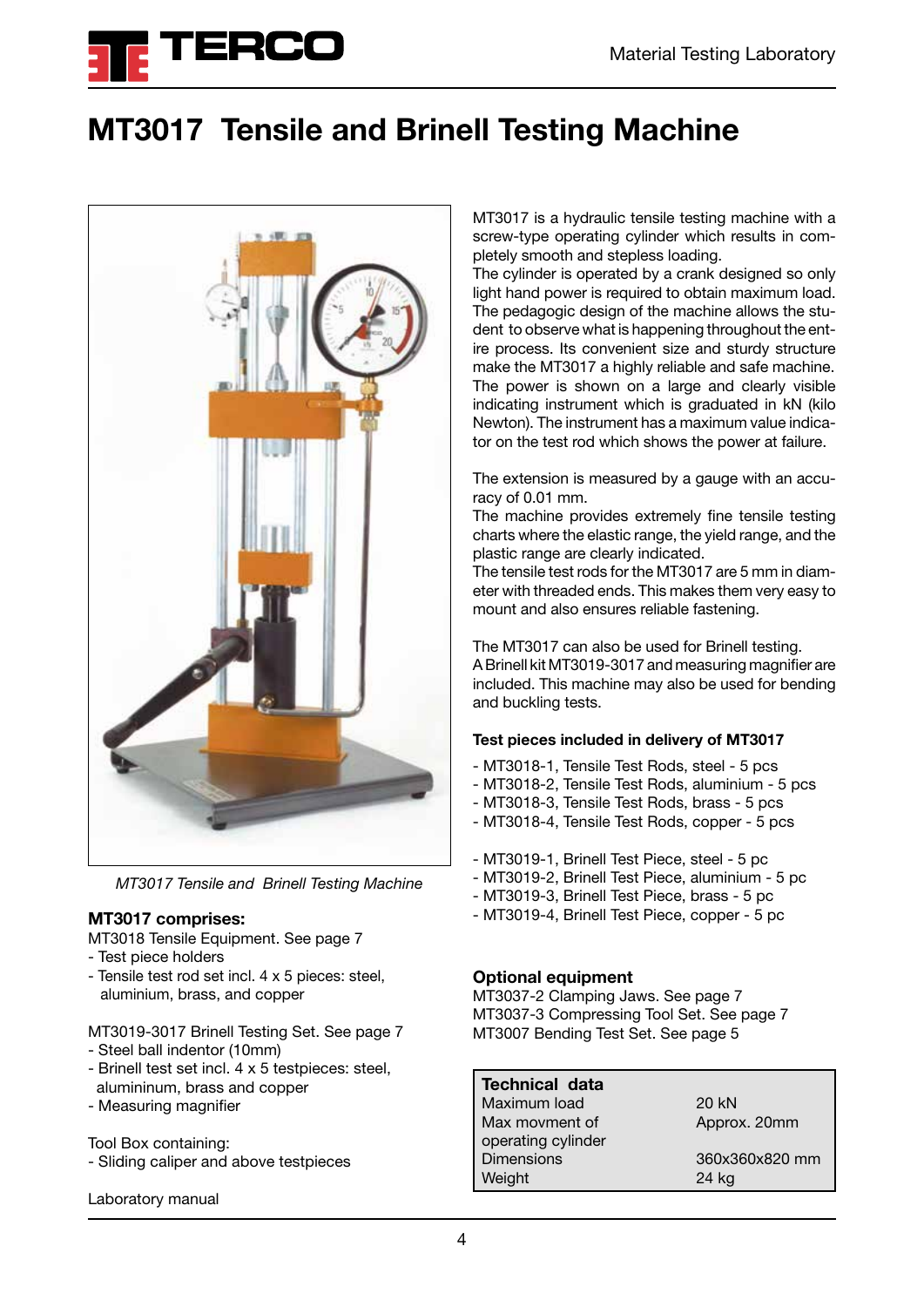# MT3017 Tensile and Brinell Testing Machine

*MT3017 Tensile and Brinell Testing Machine*

**MT3017 comprises:**

MT3018 Tensile Equipment. See page 7

- Test piece holders
- Tensile test rod set incl. 4 x 5 pieces: steel, aluminium, brass, and copper

MT3019-3017 Brinell Testing Set. See page 7

- Steel ball indentor (10mm)
- Brinell test set incl. 4 x 5 testpieces: steel, alumininum, brass and copper
- Measuring magnifier

Tool Box containing:

- Sliding caliper and above testpieces

Laboratory manual

MT3017 is a hydraulic tensile testing machine with a screw-type operating cylinder which results in completely smooth and stepless loading.
The cylinder is operated by a crank designed so only light hand power is required to obtain maximum load.
The pedagogic design of the machine allows the student to observe what is happening throughout the entire process. Its convenient size and sturdy structure make the MT3017 a highly reliable and safe machine.
The power is shown on a large and clearly visible indicating instrument which is graduated in kN (kilo Newton). The instrument has a maximum value indicator on the test rod which shows the power at failure.

The extension is measured by a gauge with an accuracy of 0.01 mm.
The machine provides extremely fine tensile testing charts where the elastic range, the yield range, and the plastic range are clearly indicated.
The tensile test rods for the MT3017 are 5 mm in diameter with threaded ends. This makes them very easy to mount and also ensures reliable fastening.

The MT3017 can also be used for Brinell testing.
A Brinell kit MT3019-3017 and measuring magnifier are included. This machine may also be used for bending and buckling tests.

**Test pieces included in delivery of MT3017**

- MT3018-1, Tensile Test Rods, steel - 5 pcs
- MT3018-2, Tensile Test Rods, aluminium - 5 pcs
- MT3018-3, Tensile Test Rods, brass - 5 pcs
- MT3018-4, Tensile Test Rods, copper - 5 pcs

- MT3019-1, Brinell Test Piece, steel - 5 pc
- MT3019-2, Brinell Test Piece, aluminium - 5 pc
- MT3019-3, Brinell Test Piece, brass - 5 pc
- MT3019-4, Brinell Test Piece, copper - 5 pc

**Optional equipment**

MT3037-2 Clamping Jaws. See page 7
MT3037-3 Compressing Tool Set. See page 7
MT3007 Bending Test Set. See page 5

| Technical data | |
|---|---|
| Maximum load | 20 kN |
| Max movment of operating cylinder | Approx. 20mm |
| Dimensions | 360x360x820 mm |
| Weight | 24 kg |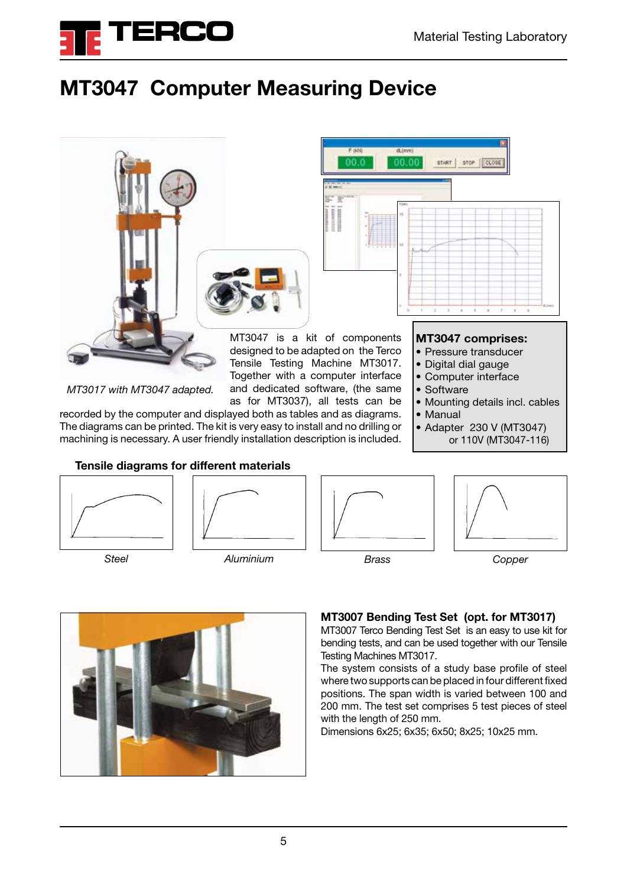# MT3047 Computer Measuring Device

*MT3017 with MT3047 adapted.*

MT3047 is a kit of components designed to be adapted on the Terco Tensile Testing Machine MT3017. Together with a computer interface and dedicated software, (the same as for MT3037), all tests can be recorded by the computer and displayed both as tables and as diagrams. The diagrams can be printed. The kit is very easy to install and no drilling or machining is necessary. A user friendly installation description is included.

**MT3047 comprises:**

- Pressure transducer
- Digital dial gauge
- Computer interface
- Software
- Mounting details incl. cables
- Manual
- Adapter 230 V (MT3047) or 110V (MT3047-116)

**Tensile diagrams for different materials**

*Steel* *Aluminium* *Brass* *Copper*

**MT3007 Bending Test Set (opt. for MT3017)**

MT3007 Terco Bending Test Set is an easy to use kit for bending tests, and can be used together with our Tensile Testing Machines MT3017.

The system consists of a study base profile of steel where two supports can be placed in four different fixed positions. The span width is varied between 100 and 200 mm. The test set comprises 5 test pieces of steel with the length of 250 mm.

Dimensions 6x25; 6x35; 6x50; 8x25; 10x25 mm.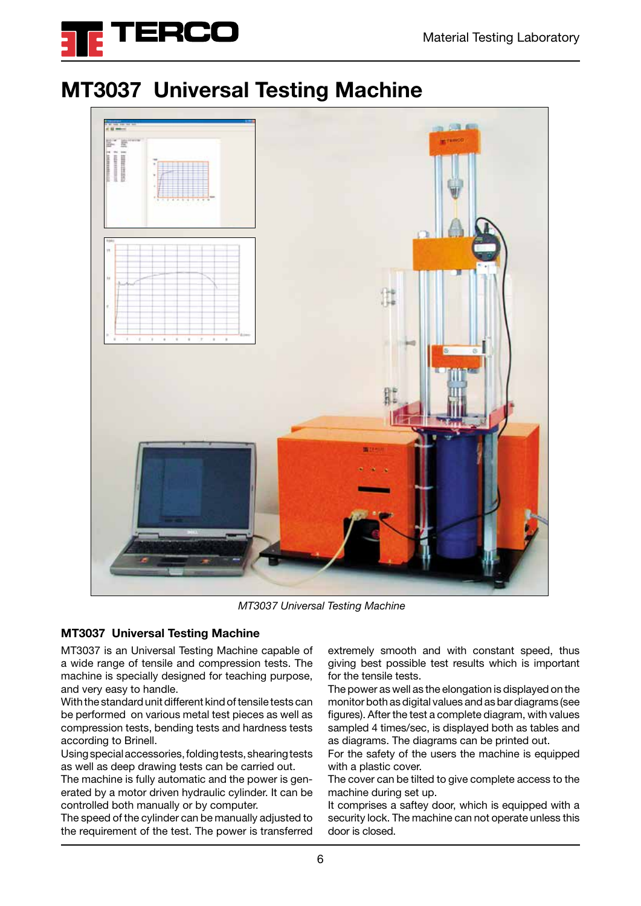# MT3037 Universal Testing Machine

*MT3037 Universal Testing Machine*

### MT3037 Universal Testing Machine

MT3037 is an Universal Testing Machine capable of a wide range of tensile and compression tests. The machine is specially designed for teaching purpose, and very easy to handle.

With the standard unit different kind of tensile tests can be performed on various metal test pieces as well as compression tests, bending tests and hardness tests according to Brinell.

Using special accessories, folding tests, shearing tests as well as deep drawing tests can be carried out.

The machine is fully automatic and the power is generated by a motor driven hydraulic cylinder. It can be controlled both manually or by computer.

The speed of the cylinder can be manually adjusted to the requirement of the test. The power is transferred extremely smooth and with constant speed, thus giving best possible test results which is important for the tensile tests.

The power as well as the elongation is displayed on the monitor both as digital values and as bar diagrams (see figures). After the test a complete diagram, with values sampled 4 times/sec, is displayed both as tables and as diagrams. The diagrams can be printed out.

For the safety of the users the machine is equipped with a plastic cover.

The cover can be tilted to give complete access to the machine during set up.

It comprises a saftey door, which is equipped with a security lock. The machine can not operate unless this door is closed.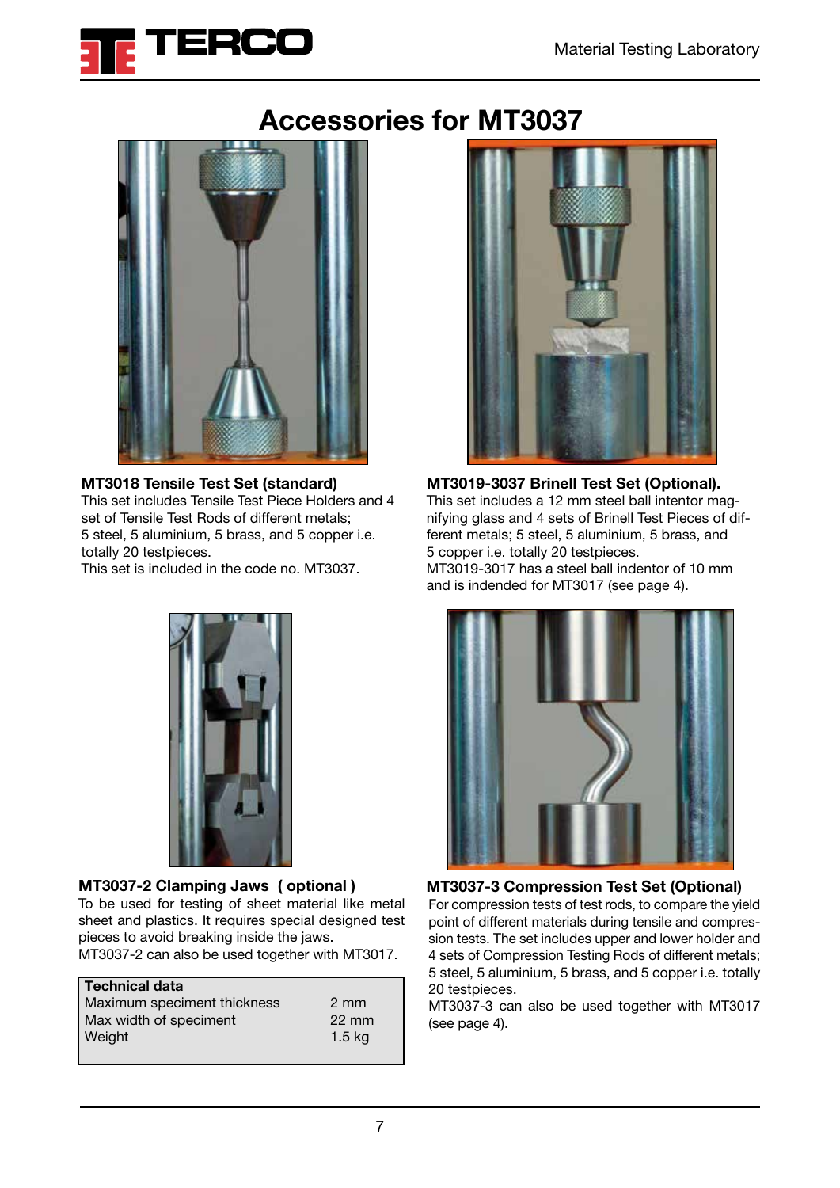# Accessories for MT3037

**MT3018 Tensile Test Set (standard)**
This set includes Tensile Test Piece Holders and 4 set of Tensile Test Rods of different metals;
5 steel, 5 aluminium, 5 brass, and 5 copper i.e. totally 20 testpieces.
This set is included in the code no. MT3037.

**MT3019-3037 Brinell Test Set (Optional).**
This set includes a 12 mm steel ball intentor magnifying glass and 4 sets of Brinell Test Pieces of different metals; 5 steel, 5 aluminium, 5 brass, and 5 copper i.e. totally 20 testpieces.
MT3019-3017 has a steel ball indentor of 10 mm and is indended for MT3017 (see page 4).

**MT3037-2 Clamping Jaws ( optional )**
To be used for testing of sheet material like metal sheet and plastics. It requires special designed test pieces to avoid breaking inside the jaws.
MT3037-2 can also be used together with MT3017.

| Technical data | |
|---|---|
| Maximum speciment thickness | 2 mm |
| Max width of speciment | 22 mm |
| Weight | 1.5 kg |

**MT3037-3 Compression Test Set (Optional)**
For compression tests of test rods, to compare the yield point of different materials during tensile and compression tests. The set includes upper and lower holder and 4 sets of Compression Testing Rods of different metals; 5 steel, 5 aluminium, 5 brass, and 5 copper i.e. totally 20 testpieces.
MT3037-3 can also be used together with MT3017 (see page 4).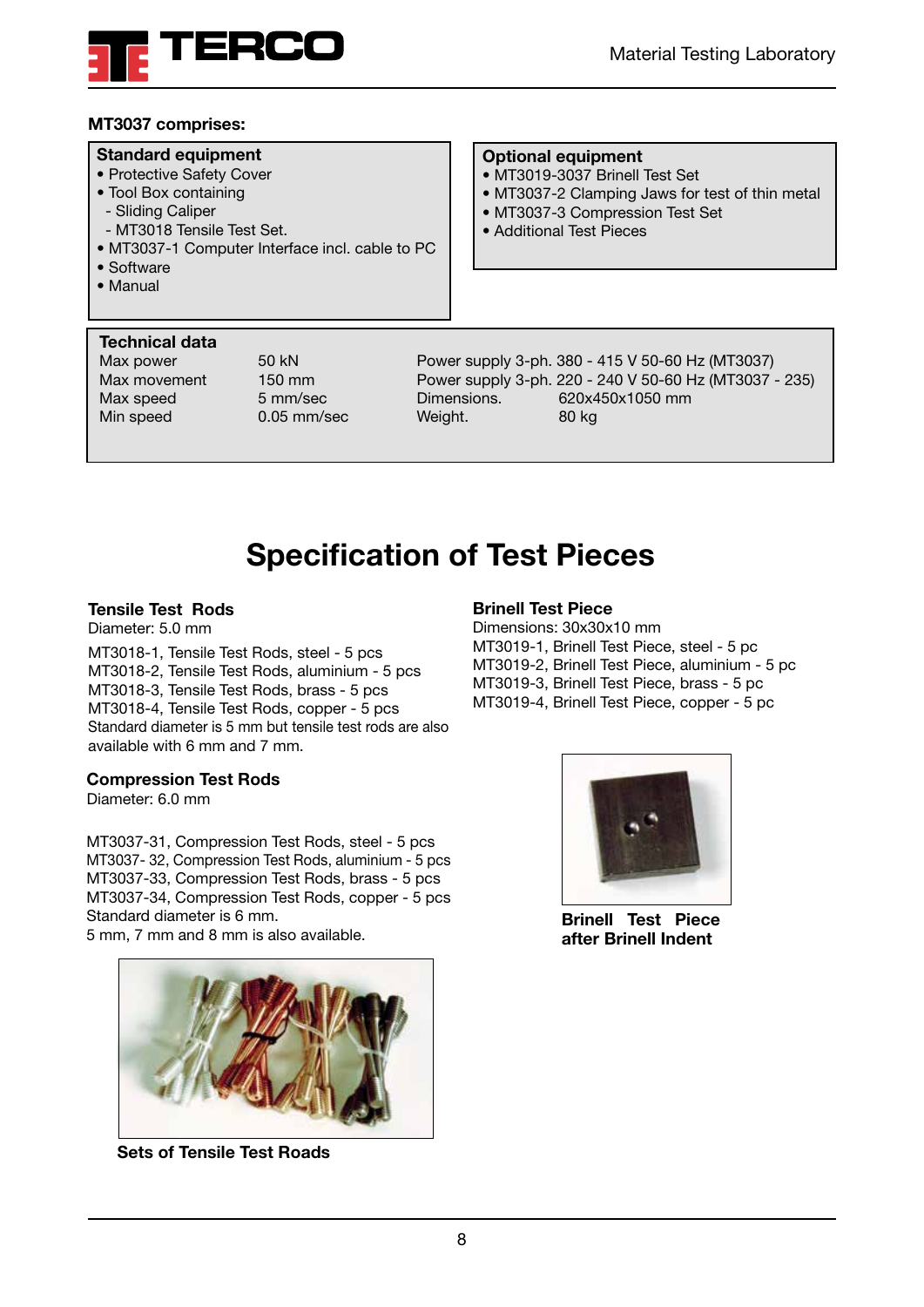**MT3037 comprises:**

**Standard equipment**
- Protective Safety Cover
- Tool Box containing
  - Sliding Caliper
  - MT3018 Tensile Test Set.
- MT3037-1 Computer Interface incl. cable to PC
- Software
- Manual

**Optional equipment**
- MT3019-3037 Brinell Test Set
- MT3037-2 Clamping Jaws for test of thin metal
- MT3037-3 Compression Test Set
- Additional Test Pieces

**Technical data**

| | | |
|---|---|---|
| Max power | 50 kN | Power supply 3-ph. 380 - 415 V 50-60 Hz (MT3037) |
| Max movement | 150 mm | Power supply 3-ph. 220 - 240 V 50-60 Hz (MT3037 - 235) |
| Max speed | 5 mm/sec | Dimensions. 620x450x1050 mm |
| Min speed | 0.05 mm/sec | Weight. 80 kg |

# Specification of Test Pieces

### Tensile Test Rods

Diameter: 5.0 mm

MT3018-1, Tensile Test Rods, steel - 5 pcs
MT3018-2, Tensile Test Rods, aluminium - 5 pcs
MT3018-3, Tensile Test Rods, brass - 5 pcs
MT3018-4, Tensile Test Rods, copper - 5 pcs
Standard diameter is 5 mm but tensile test rods are also available with 6 mm and 7 mm.

### Compression Test Rods

Diameter: 6.0 mm

MT3037-31, Compression Test Rods, steel - 5 pcs
MT3037- 32, Compression Test Rods, aluminium - 5 pcs
MT3037-33, Compression Test Rods, brass - 5 pcs
MT3037-34, Compression Test Rods, copper - 5 pcs
Standard diameter is 6 mm.
5 mm, 7 mm and 8 mm is also available.

**Sets of Tensile Test Roads**

### Brinell Test Piece

Dimensions: 30x30x10 mm
MT3019-1, Brinell Test Piece, steel - 5 pc
MT3019-2, Brinell Test Piece, aluminium - 5 pc
MT3019-3, Brinell Test Piece, brass - 5 pc
MT3019-4, Brinell Test Piece, copper - 5 pc

**Brinell Test Piece after Brinell Indent**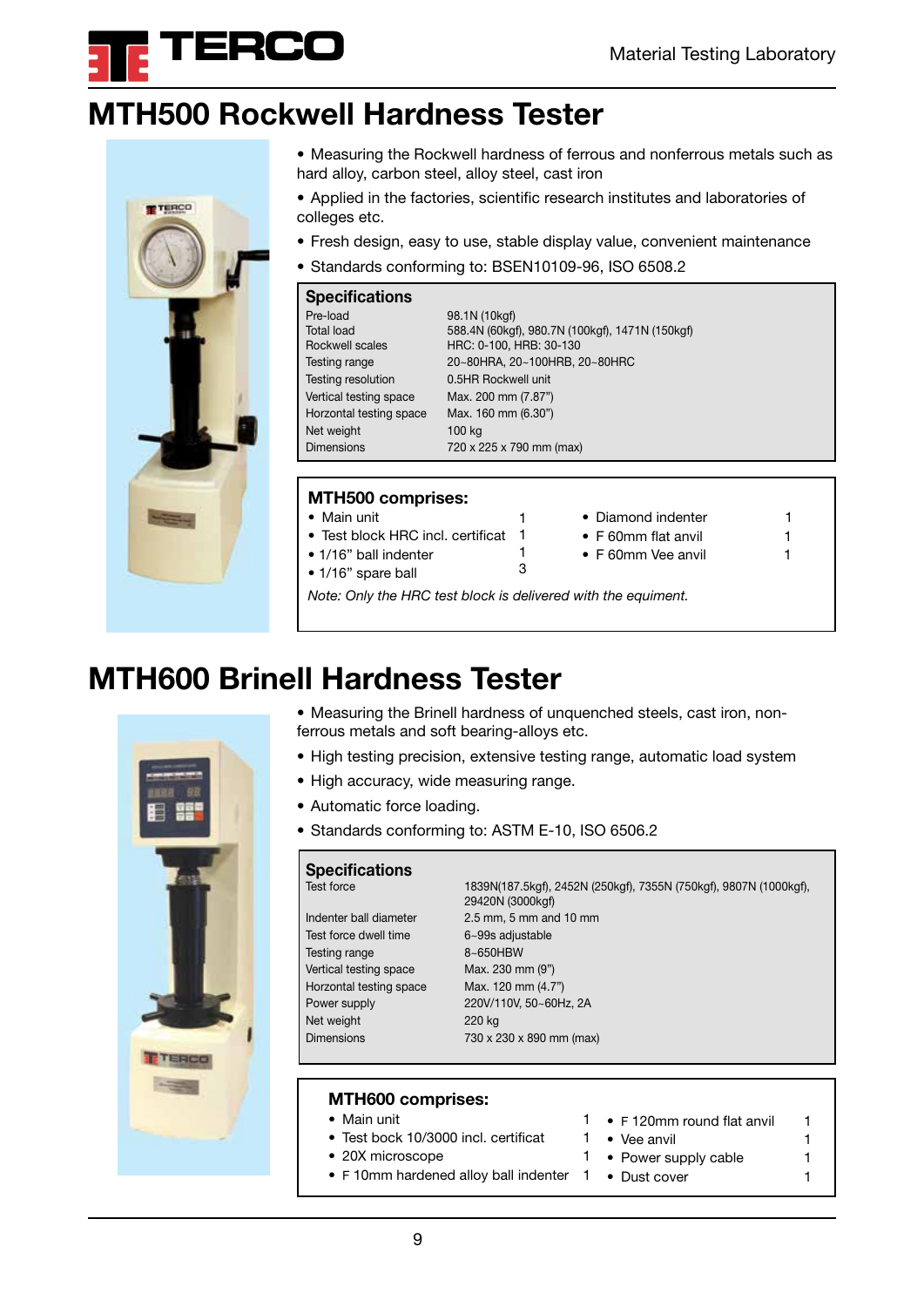# MTH500 Rockwell Hardness Tester

- Measuring the Rockwell hardness of ferrous and nonferrous metals such as hard alloy, carbon steel, alloy steel, cast iron
- Applied in the factories, scientific research institutes and laboratories of colleges etc.
- Fresh design, easy to use, stable display value, convenient maintenance
- Standards conforming to: BSEN10109-96, ISO 6508.2

## Specifications

| | |
|---|---|
| Pre-load | 98.1N (10kgf) |
| Total load | 588.4N (60kgf), 980.7N (100kgf), 1471N (150kgf) |
| Rockwell scales | HRC: 0-100, HRB: 30-130 |
| Testing range | 20~80HRA, 20~100HRB, 20~80HRC |
| Testing resolution | 0.5HR Rockwell unit |
| Vertical testing space | Max. 200 mm (7.87") |
| Horzontal testing space | Max. 160 mm (6.30") |
| Net weight | 100 kg |
| Dimensions | 720 x 225 x 790 mm (max) |

## MTH500 comprises:

| | | | |
|---|---|---|---|
| Main unit | 1 | Diamond indenter | 1 |
| Test block HRC incl. certificat | 1 | F 60mm flat anvil | 1 |
| 1/16" ball indenter | 1 | F 60mm Vee anvil | 1 |
| 1/16" spare ball | 3 | | |

*Note: Only the HRC test block is delivered with the equiment.*

# MTH600 Brinell Hardness Tester

- Measuring the Brinell hardness of unquenched steels, cast iron, non-ferrous metals and soft bearing-alloys etc.
- High testing precision, extensive testing range, automatic load system
- High accuracy, wide measuring range.
- Automatic force loading.
- Standards conforming to: ASTM E-10, ISO 6506.2

## Specifications

| | |
|---|---|
| Test force | 1839N(187.5kgf), 2452N (250kgf), 7355N (750kgf), 9807N (1000kgf), 29420N (3000kgf) |
| Indenter ball diameter | 2.5 mm, 5 mm and 10 mm |
| Test force dwell time | 6~99s adjustable |
| Testing range | 8~650HBW |
| Vertical testing space | Max. 230 mm (9") |
| Horzontal testing space | Max. 120 mm (4.7") |
| Power supply | 220V/110V, 50~60Hz, 2A |
| Net weight | 220 kg |
| Dimensions | 730 x 230 x 890 mm (max) |

## MTH600 comprises:

| | | | |
|---|---|---|---|
| Main unit | 1 | F 120mm round flat anvil | 1 |
| Test bock 10/3000 incl. certificat | 1 | Vee anvil | 1 |
| 20X microscope | 1 | Power supply cable | 1 |
| F 10mm hardened alloy ball indenter | 1 | Dust cover | 1 |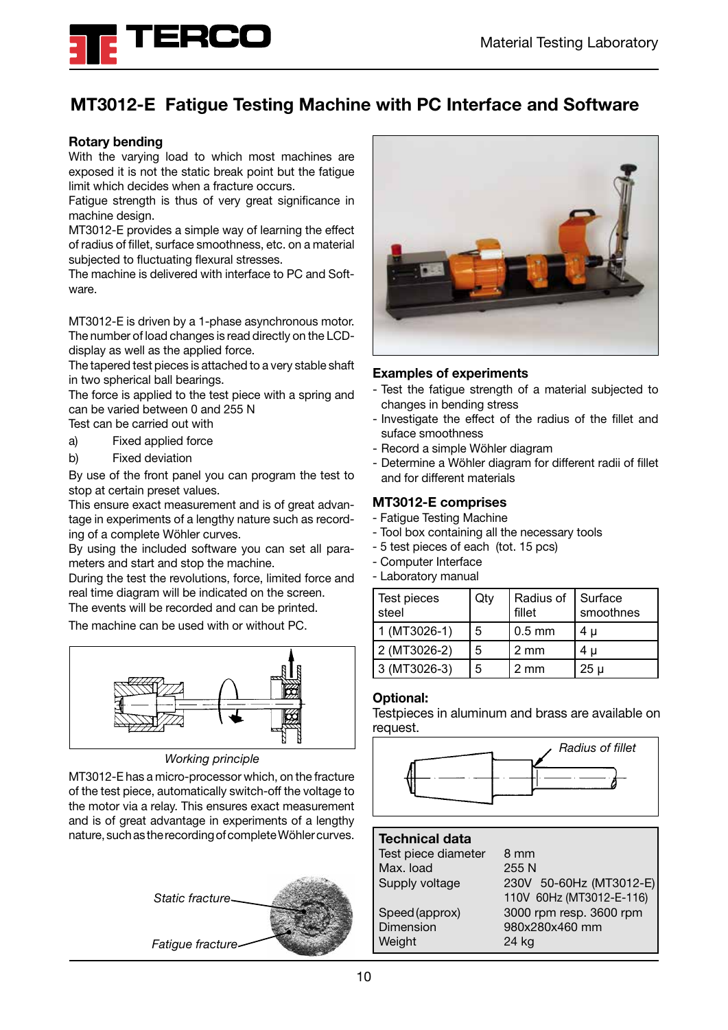# MT3012-E Fatigue Testing Machine with PC Interface and Software

### Rotary bending

With the varying load to which most machines are exposed it is not the static break point but the fatigue limit which decides when a fracture occurs.
Fatigue strength is thus of very great significance in machine design.
MT3012-E provides a simple way of learning the effect of radius of fillet, surface smoothness, etc. on a material subjected to fluctuating flexural stresses.
The machine is delivered with interface to PC and Software.

MT3012-E is driven by a 1-phase asynchronous motor. The number of load changes is read directly on the LCD-display as well as the applied force.
The tapered test pieces is attached to a very stable shaft in two spherical ball bearings.
The force is applied to the test piece with a spring and can be varied between 0 and 255 N
Test can be carried out with

a) Fixed applied force

b) Fixed deviation

By use of the front panel you can program the test to stop at certain preset values.
This ensure exact measurement and is of great advantage in experiments of a lengthy nature such as recording of a complete Wöhler curves.
By using the included software you can set all parameters and start and stop the machine.
During the test the revolutions, force, limited force and real time diagram will be indicated on the screen.
The events will be recorded and can be printed.
The machine can be used with or without PC.

*Working principle*

MT3012-E has a micro-processor which, on the fracture of the test piece, automatically switch-off the voltage to the motor via a relay. This ensures exact measurement and is of great advantage in experiments of a lengthy nature, such as the recording of complete Wöhler curves.

*Static fracture*

*Fatigue fracture*

### Examples of experiments

- Test the fatigue strength of a material subjected to changes in bending stress
- Investigate the effect of the radius of the fillet and suface smoothness
- Record a simple Wöhler diagram
- Determine a Wöhler diagram for different radii of fillet and for different materials

### MT3012-E comprises

- Fatigue Testing Machine
- Tool box containing all the necessary tools
- 5 test pieces of each (tot. 15 pcs)
- Computer Interface
- Laboratory manual

| Test pieces steel | Qty | Radius of fillet | Surface smoothnes |
|---|---|---|---|
| 1 (MT3026-1) | 5 | 0.5 mm | 4 μ |
| 2 (MT3026-2) | 5 | 2 mm | 4 μ |
| 3 (MT3026-3) | 5 | 2 mm | 25 μ |

### Optional:

Testpieces in aluminum and brass are available on request.

*Radius of fillet*

### Technical data

| | |
|---|---|
| Test piece diameter | 8 mm |
| Max. load | 255 N |
| Supply voltage | 230V 50-60Hz (MT3012-E)<br>110V 60Hz (MT3012-E-116) |
| Speed (approx) | 3000 rpm resp. 3600 rpm |
| Dimension | 980x280x460 mm |
| Weight | 24 kg |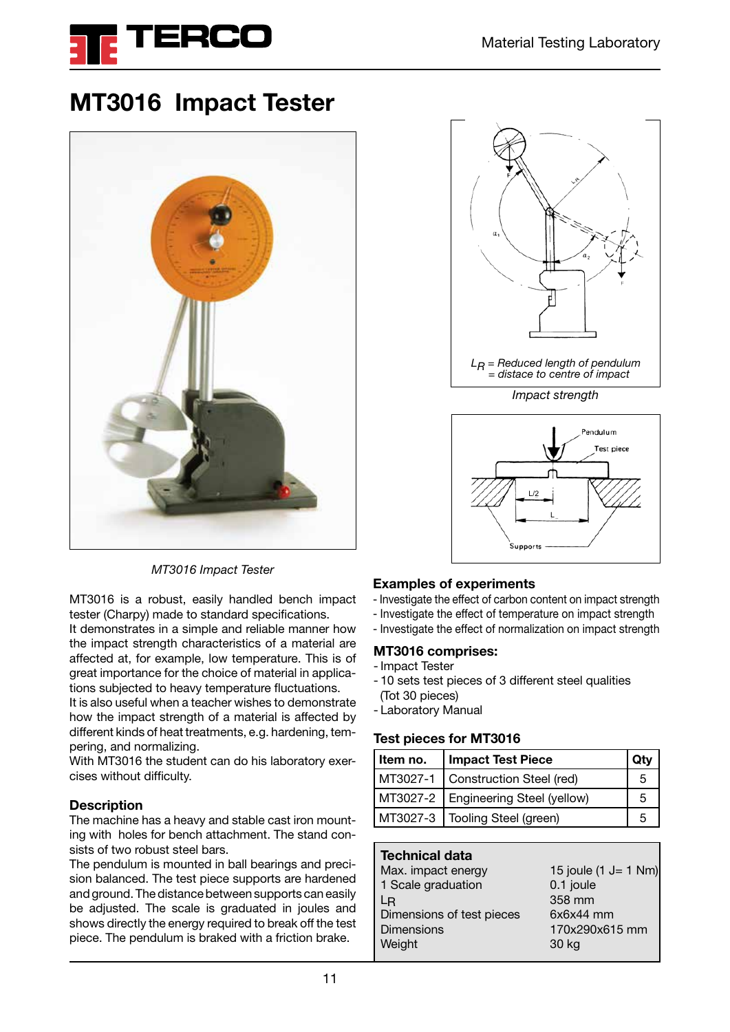# MT3016 Impact Tester

*MT3016 Impact Tester*

$L_R$ = *Reduced length of pendulum = distace to centre of impact*

*Impact strength*

MT3016 is a robust, easily handled bench impact tester (Charpy) made to standard specifications.
It demonstrates in a simple and reliable manner how the impact strength characteristics of a material are affected at, for example, low temperature. This is of great importance for the choice of material in applications subjected to heavy temperature fluctuations.
It is also useful when a teacher wishes to demonstrate how the impact strength of a material is affected by different kinds of heat treatments, e.g. hardening, tempering, and normalizing.
With MT3016 the student can do his laboratory exercises without difficulty.

## Description

The machine has a heavy and stable cast iron mounting with holes for bench attachment. The stand consists of two robust steel bars.
The pendulum is mounted in ball bearings and precision balanced. The test piece supports are hardened and ground. The distance between supports can easily be adjusted. The scale is graduated in joules and shows directly the energy required to break off the test piece. The pendulum is braked with a friction brake.

## Examples of experiments

- Investigate the effect of carbon content on impact strength
- Investigate the effect of temperature on impact strength
- Investigate the effect of normalization on impact strength

## MT3016 comprises:

- Impact Tester
- 10 sets test pieces of 3 different steel qualities (Tot 30 pieces)
- Laboratory Manual

## Test pieces for MT3016

| Item no. | Impact Test Piece | Qty |
|---|---|---|
| MT3027-1 | Construction Steel (red) | 5 |
| MT3027-2 | Engineering Steel (yellow) | 5 |
| MT3027-3 | Tooling Steel (green) | 5 |

## Technical data

| | |
|---|---|
| Max. impact energy | 15 joule (1 J= 1 Nm) |
| 1 Scale graduation | 0.1 joule |
| $L_R$ | 358 mm |
| Dimensions of test pieces | 6x6x44 mm |
| Dimensions | 170x290x615 mm |
| Weight | 30 kg |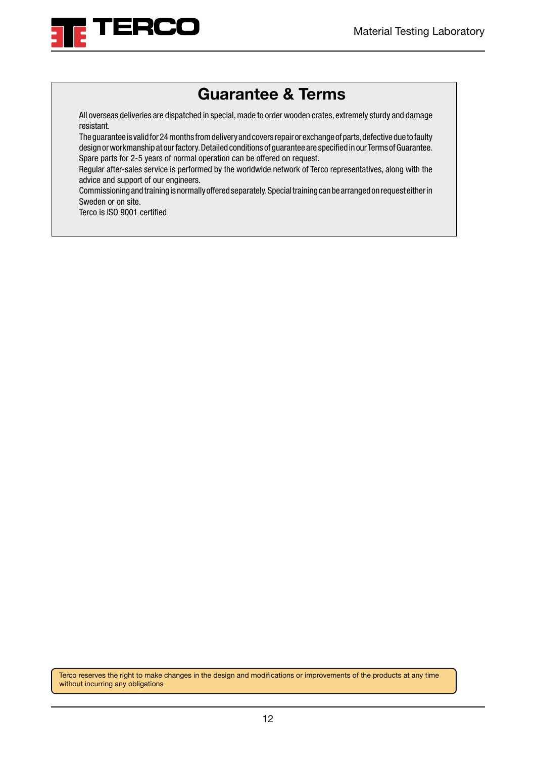## Guarantee & Terms

All overseas deliveries are dispatched in special, made to order wooden crates, extremely sturdy and damage resistant.
The guarantee is valid for 24 months from delivery and covers repair or exchange of parts, defective due to faulty design or workmanship at our factory. Detailed conditions of guarantee are specified in our Terms of Guarantee.
Spare parts for 2-5 years of normal operation can be offered on request.
Regular after-sales service is performed by the worldwide network of Terco representatives, along with the advice and support of our engineers.
Commissioning and training is normally offered separately. Special training can be arranged on request either in Sweden or on site.
Terco is ISO 9001 certified

Terco reserves the right to make changes in the design and modifications or improvements of the products at any time without incurring any obligations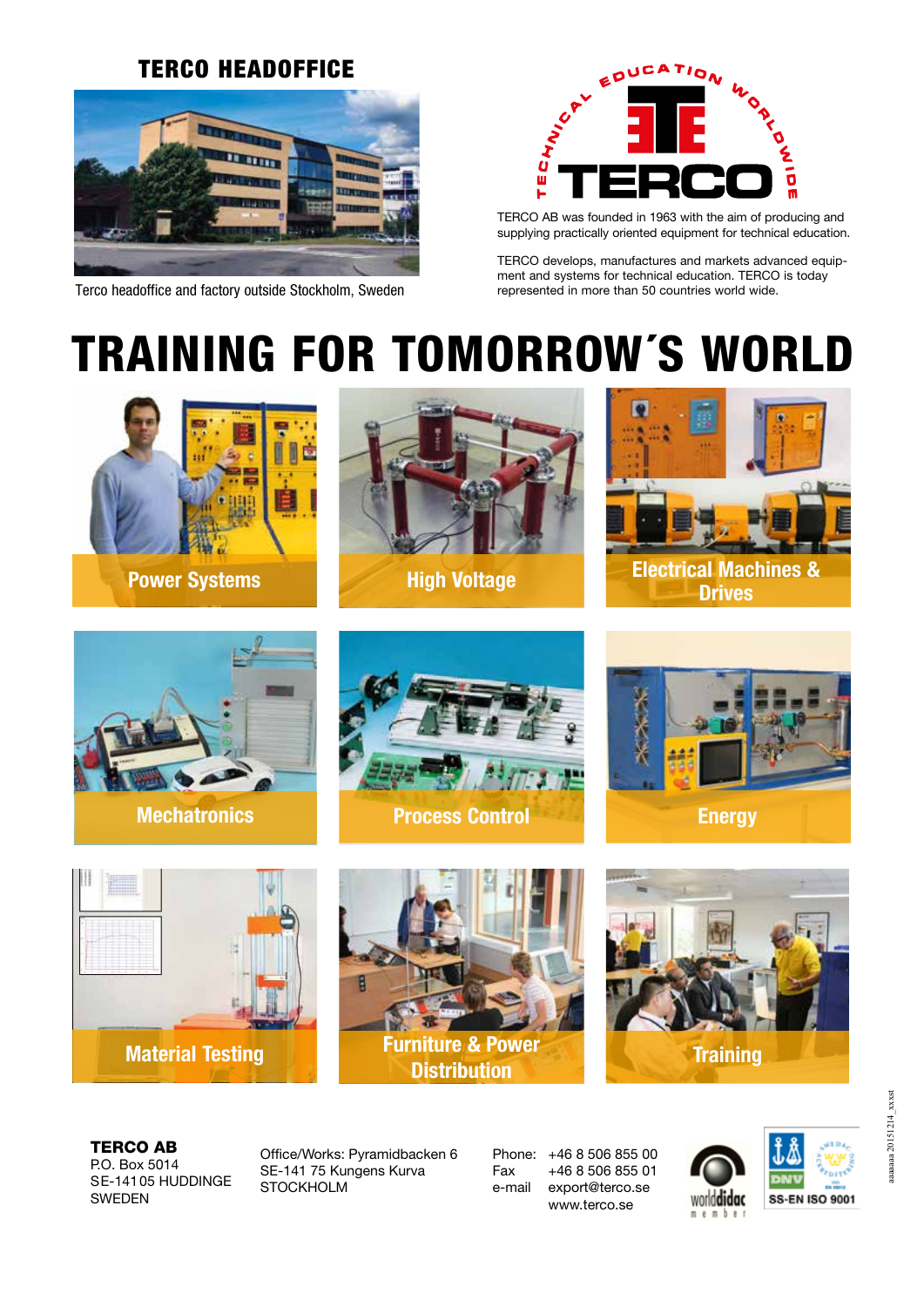## TERCO HEADOFFICE

Terco headoffice and factory outside Stockholm, Sweden

TECHNICAL EDUCATION WORLDWIDE

TERCO

TERCO AB was founded in 1963 with the aim of producing and supplying practically oriented equipment for technical education.

TERCO develops, manufactures and markets advanced equipment and systems for technical education. TERCO is today represented in more than 50 countries world wide.

# TRAINING FOR TOMORROW´S WORLD

Power Systems

High Voltage

Electrical Machines & Drives

Mechatronics

Process Control

Energy

Material Testing

Furniture & Power Distribution

Training

**TERCO AB**
P.O. Box 5014
SE-141 05 HUDDINGE
SWEDEN

Office/Works: Pyramidbacken 6
SE-141 75 Kungens Kurva
STOCKHOLM

Phone: +46 8 506 855 00
Fax +46 8 506 855 01
e-mail export@terco.se
www.terco.se

worlddidac member

DNV SS-EN ISO 9001